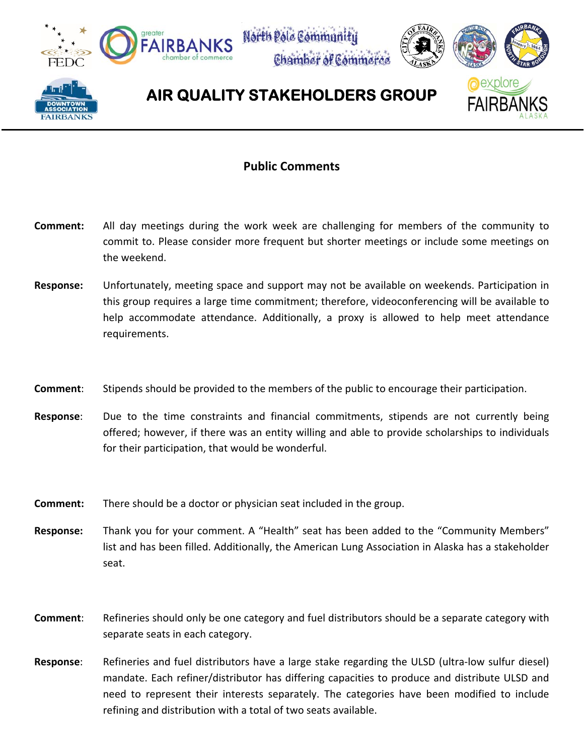# AIR QUALITY STAKEHOLDERS GROUP

## Public Comments

**Comment:** All day meetings during the work week are challenging for members of the community to commit to. Please consider more frequent but shorter meetings or include some meetings on the weekend.

**Response:** Unfortunately, meeting space and support may not be available on weekends. Participation in this group requires a large time commitment; therefore, videoconferencing will be available to help accommodate attendance. Additionally, a proxy is allowed to help meet attendance requirements.

**Comment**: Stipends should be provided to the members of the public to encourage their participation.

**Response**: Due to the time constraints and financial commitments, stipends are not currently being offered; however, if there was an entity willing and able to provide scholarships to individuals for their participation, that would be wonderful.

**Comment:** There should be a doctor or physician seat included in the group.

**Response:** Thank you for your comment. A "Health" seat has been added to the "Community Members" list and has been filled. Additionally, the American Lung Association in Alaska has a stakeholder seat.

**Comment**: Refineries should only be one category and fuel distributors should be a separate category with separate seats in each category.

**Response**: Refineries and fuel distributors have a large stake regarding the ULSD (ultra-low sulfur diesel) mandate. Each refiner/distributor has differing capacities to produce and distribute ULSD and need to represent their interests separately. The categories have been modified to include refining and distribution with a total of two seats available.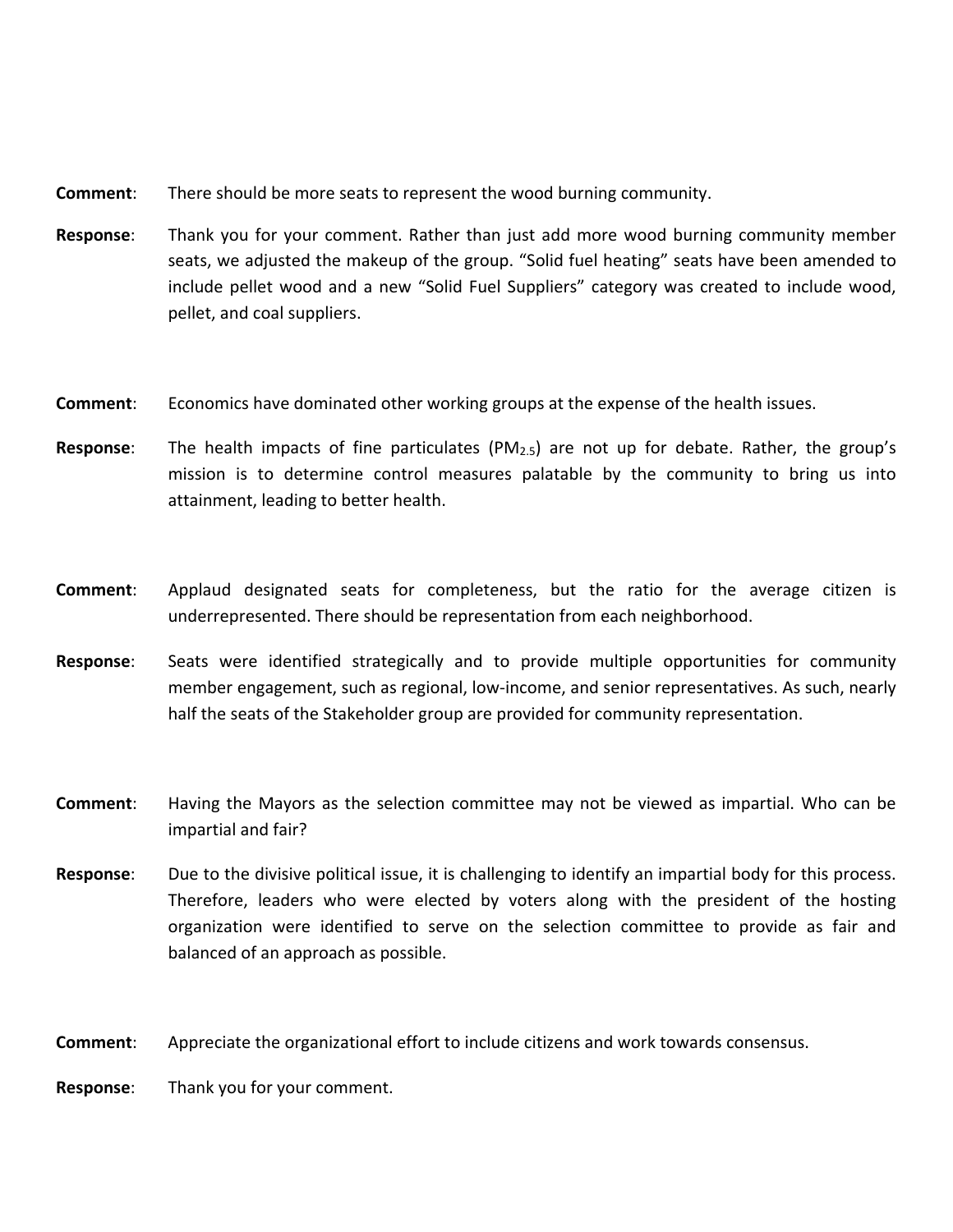**Comment**: There should be more seats to represent the wood burning community.

**Response**: Thank you for your comment. Rather than just add more wood burning community member seats, we adjusted the makeup of the group. "Solid fuel heating" seats have been amended to include pellet wood and a new "Solid Fuel Suppliers" category was created to include wood, pellet, and coal suppliers.

**Comment**: Economics have dominated other working groups at the expense of the health issues.

**Response**: The health impacts of fine particulates ($PM_{2.5}$) are not up for debate. Rather, the group's mission is to determine control measures palatable by the community to bring us into attainment, leading to better health.

**Comment**: Applaud designated seats for completeness, but the ratio for the average citizen is underrepresented. There should be representation from each neighborhood.

**Response**: Seats were identified strategically and to provide multiple opportunities for community member engagement, such as regional, low-income, and senior representatives. As such, nearly half the seats of the Stakeholder group are provided for community representation.

**Comment**: Having the Mayors as the selection committee may not be viewed as impartial. Who can be impartial and fair?

**Response**: Due to the divisive political issue, it is challenging to identify an impartial body for this process. Therefore, leaders who were elected by voters along with the president of the hosting organization were identified to serve on the selection committee to provide as fair and balanced of an approach as possible.

**Comment**: Appreciate the organizational effort to include citizens and work towards consensus.

**Response**: Thank you for your comment.